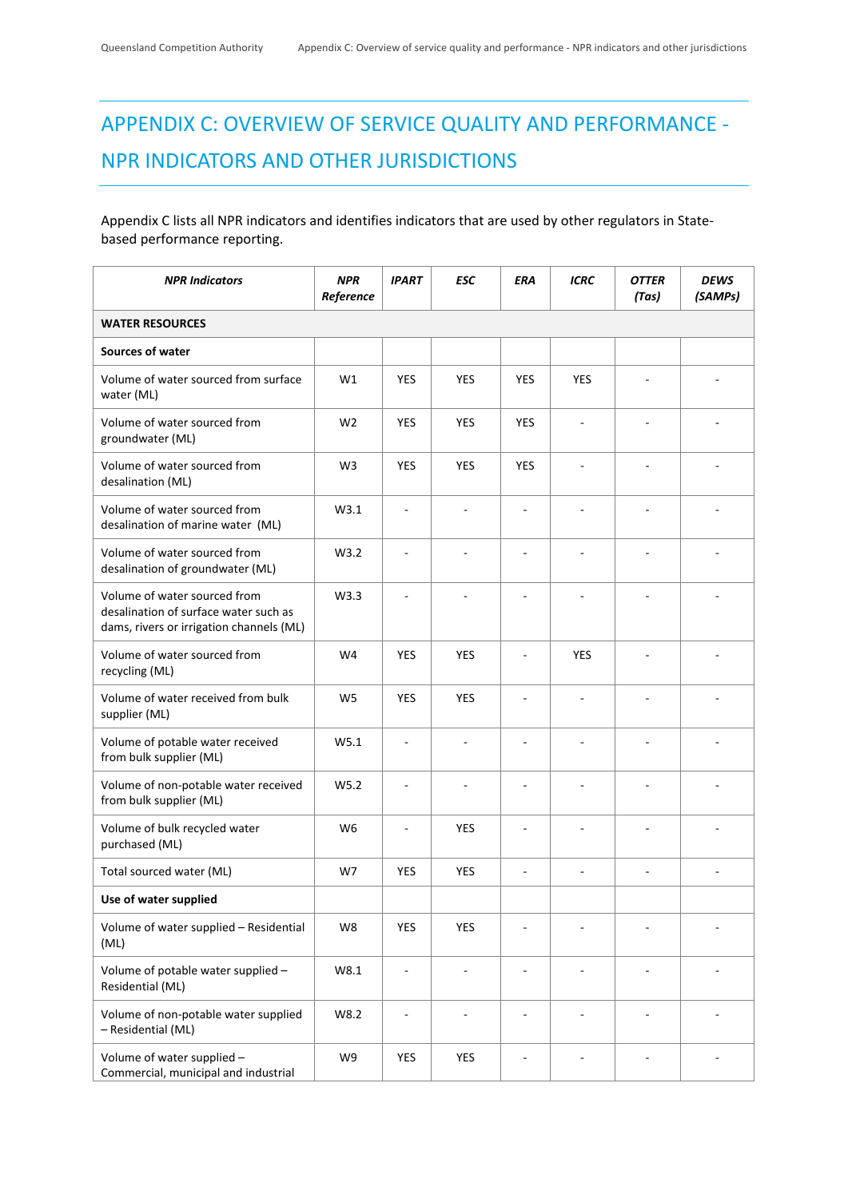# APPENDIX C: OVERVIEW OF SERVICE QUALITY AND PERFORMANCE - NPR INDICATORS AND OTHER JURISDICTIONS

Appendix C lists all NPR indicators and identifies indicators that are used by other regulators in State-based performance reporting.

| *NPR Indicators* | *NPR Reference* | *IPART* | *ESC* | *ERA* | *ICRC* | *OTTER (Tas)* | *DEWS (SAMPs)* |
|---|---|---|---|---|---|---|---|
| **WATER RESOURCES** | | | | | | | |
| **Sources of water** | | | | | | | |
| Volume of water sourced from surface water (ML) | W1 | YES | YES | YES | YES | - | - |
| Volume of water sourced from groundwater (ML) | W2 | YES | YES | YES | - | - | - |
| Volume of water sourced from desalination (ML) | W3 | YES | YES | YES | - | - | - |
| Volume of water sourced from desalination of marine water (ML) | W3.1 | - | - | - | - | - | - |
| Volume of water sourced from desalination of groundwater (ML) | W3.2 | - | - | - | - | - | - |
| Volume of water sourced from desalination of surface water such as dams, rivers or irrigation channels (ML) | W3.3 | - | - | - | - | - | - |
| Volume of water sourced from recycling (ML) | W4 | YES | YES | - | YES | - | - |
| Volume of water received from bulk supplier (ML) | W5 | YES | YES | - | - | - | - |
| Volume of potable water received from bulk supplier (ML) | W5.1 | - | - | - | - | - | - |
| Volume of non-potable water received from bulk supplier (ML) | W5.2 | - | - | - | - | - | - |
| Volume of bulk recycled water purchased (ML) | W6 | - | YES | - | - | - | - |
| Total sourced water (ML) | W7 | YES | YES | - | - | - | - |
| **Use of water supplied** | | | | | | | |
| Volume of water supplied – Residential (ML) | W8 | YES | YES | - | - | - | - |
| Volume of potable water supplied – Residential (ML) | W8.1 | - | - | - | - | - | - |
| Volume of non-potable water supplied – Residential (ML) | W8.2 | - | - | - | - | - | - |
| Volume of water supplied – Commercial, municipal and industrial | W9 | YES | YES | - | - | - | - |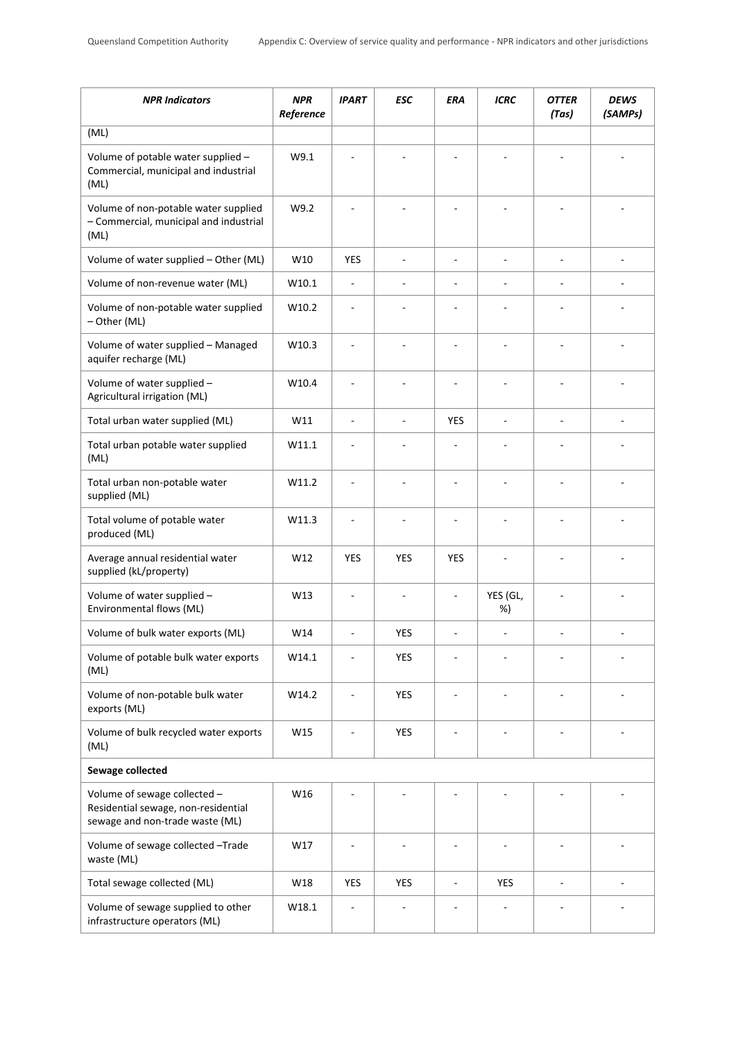| *NPR Indicators* | *NPR Reference* | *IPART* | *ESC* | *ERA* | *ICRC* | *OTTER (Tas)* | *DEWS (SAMPs)* |
|---|---|---|---|---|---|---|---|
| (ML) | | | | | | | |
| Volume of potable water supplied – Commercial, municipal and industrial (ML) | W9.1 | - | - | - | - | - | - |
| Volume of non-potable water supplied – Commercial, municipal and industrial (ML) | W9.2 | - | - | - | - | - | - |
| Volume of water supplied – Other (ML) | W10 | YES | - | - | - | - | - |
| Volume of non-revenue water (ML) | W10.1 | - | - | - | - | - | - |
| Volume of non-potable water supplied – Other (ML) | W10.2 | - | - | - | - | - | - |
| Volume of water supplied – Managed aquifer recharge (ML) | W10.3 | - | - | - | - | - | - |
| Volume of water supplied – Agricultural irrigation (ML) | W10.4 | - | - | - | - | - | - |
| Total urban water supplied (ML) | W11 | - | - | YES | - | - | - |
| Total urban potable water supplied (ML) | W11.1 | - | - | - | - | - | - |
| Total urban non-potable water supplied (ML) | W11.2 | - | - | - | - | - | - |
| Total volume of potable water produced (ML) | W11.3 | - | - | - | - | - | - |
| Average annual residential water supplied (kL/property) | W12 | YES | YES | YES | - | - | - |
| Volume of water supplied – Environmental flows (ML) | W13 | - | - | - | YES (GL, %) | - | - |
| Volume of bulk water exports (ML) | W14 | - | YES | - | - | - | - |
| Volume of potable bulk water exports (ML) | W14.1 | - | YES | - | - | - | - |
| Volume of non-potable bulk water exports (ML) | W14.2 | - | YES | - | - | - | - |
| Volume of bulk recycled water exports (ML) | W15 | - | YES | - | - | - | - |
| **Sewage collected** | | | | | | | |
| Volume of sewage collected – Residential sewage, non-residential sewage and non-trade waste (ML) | W16 | - | - | - | - | - | - |
| Volume of sewage collected –Trade waste (ML) | W17 | - | - | - | - | - | - |
| Total sewage collected (ML) | W18 | YES | YES | - | YES | - | - |
| Volume of sewage supplied to other infrastructure operators (ML) | W18.1 | - | - | - | - | - | - |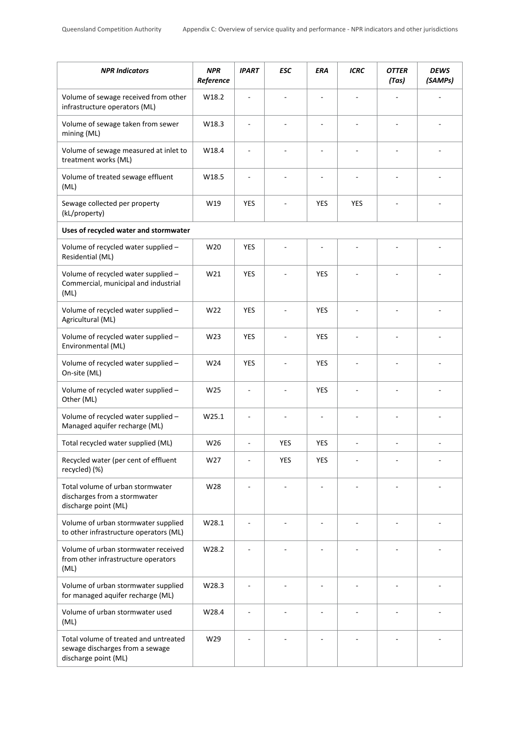| *NPR Indicators* | *NPR Reference* | *IPART* | *ESC* | *ERA* | *ICRC* | *OTTER (Tas)* | *DEWS (SAMPs)* |
|---|---|---|---|---|---|---|---|
| Volume of sewage received from other infrastructure operators (ML) | W18.2 | - | - | - | - | - | - |
| Volume of sewage taken from sewer mining (ML) | W18.3 | - | - | - | - | - | - |
| Volume of sewage measured at inlet to treatment works (ML) | W18.4 | - | - | - | - | - | - |
| Volume of treated sewage effluent (ML) | W18.5 | - | - | - | - | - | - |
| Sewage collected per property (kL/property) | W19 | YES | - | YES | YES | - | - |
| **Uses of recycled water and stormwater** | | | | | | | |
| Volume of recycled water supplied – Residential (ML) | W20 | YES | - | - | - | - | - |
| Volume of recycled water supplied – Commercial, municipal and industrial (ML) | W21 | YES | - | YES | - | - | - |
| Volume of recycled water supplied – Agricultural (ML) | W22 | YES | - | YES | - | - | - |
| Volume of recycled water supplied – Environmental (ML) | W23 | YES | - | YES | - | - | - |
| Volume of recycled water supplied – On-site (ML) | W24 | YES | - | YES | - | - | - |
| Volume of recycled water supplied – Other (ML) | W25 | - | - | YES | - | - | - |
| Volume of recycled water supplied – Managed aquifer recharge (ML) | W25.1 | - | - | - | - | - | - |
| Total recycled water supplied (ML) | W26 | - | YES | YES | - | - | - |
| Recycled water (per cent of effluent recycled) (%) | W27 | - | YES | YES | - | - | - |
| Total volume of urban stormwater discharges from a stormwater discharge point (ML) | W28 | - | - | - | - | - | - |
| Volume of urban stormwater supplied to other infrastructure operators (ML) | W28.1 | - | - | - | - | - | - |
| Volume of urban stormwater received from other infrastructure operators (ML) | W28.2 | - | - | - | - | - | - |
| Volume of urban stormwater supplied for managed aquifer recharge (ML) | W28.3 | - | - | - | - | - | - |
| Volume of urban stormwater used (ML) | W28.4 | - | - | - | - | - | - |
| Total volume of treated and untreated sewage discharges from a sewage discharge point (ML) | W29 | - | - | - | - | - | - |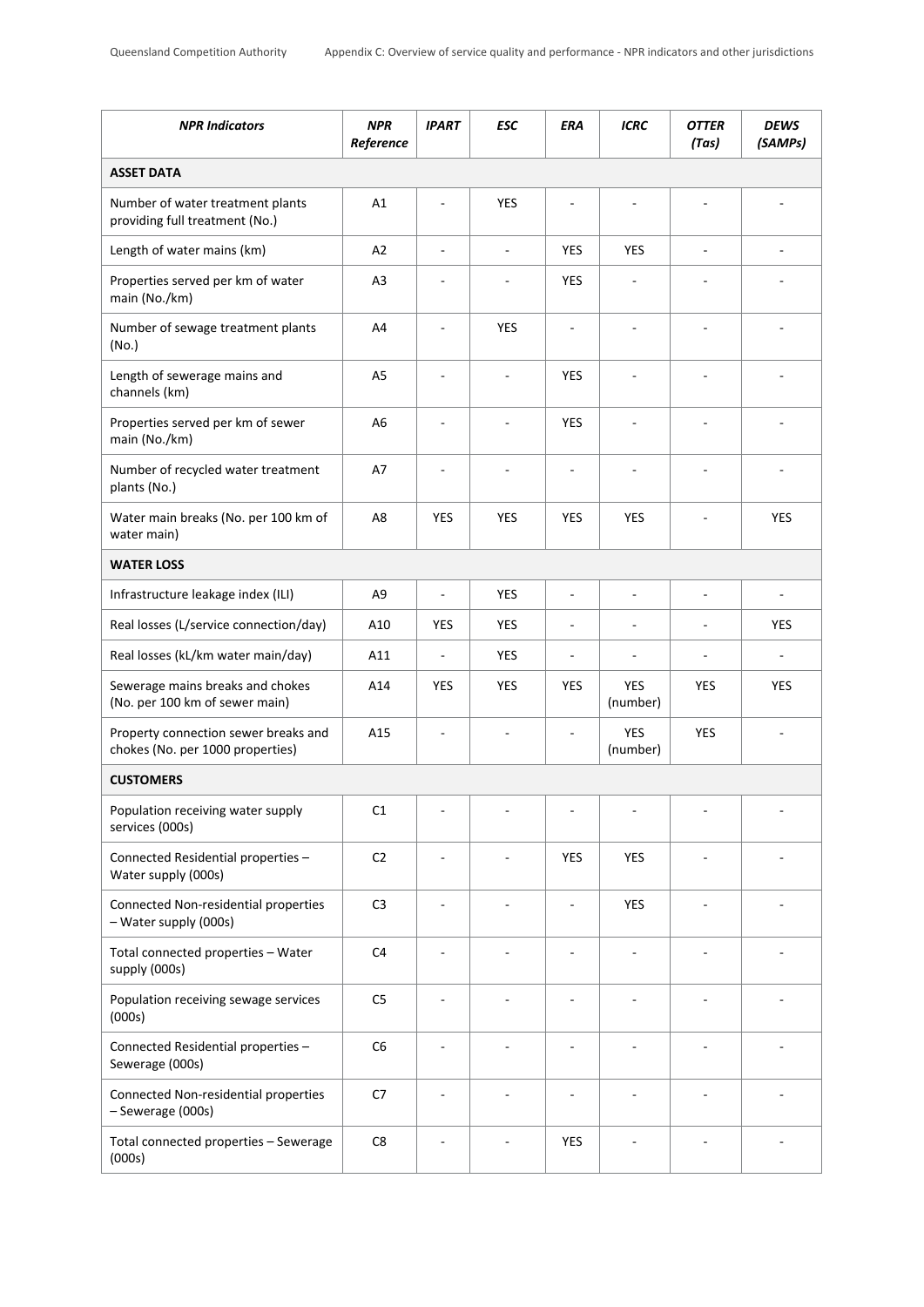| *NPR Indicators* | *NPR Reference* | *IPART* | *ESC* | *ERA* | *ICRC* | *OTTER (Tas)* | *DEWS (SAMPs)* |
|---|---|---|---|---|---|---|---|
| **ASSET DATA** | | | | | | | |
| Number of water treatment plants providing full treatment (No.) | A1 | - | YES | - | - | - | - |
| Length of water mains (km) | A2 | - | - | YES | YES | - | - |
| Properties served per km of water main (No./km) | A3 | - | - | YES | - | - | - |
| Number of sewage treatment plants (No.) | A4 | - | YES | - | - | - | - |
| Length of sewerage mains and channels (km) | A5 | - | - | YES | - | - | - |
| Properties served per km of sewer main (No./km) | A6 | - | - | YES | - | - | - |
| Number of recycled water treatment plants (No.) | A7 | - | - | - | - | - | - |
| Water main breaks (No. per 100 km of water main) | A8 | YES | YES | YES | YES | - | YES |
| **WATER LOSS** | | | | | | | |
| Infrastructure leakage index (ILI) | A9 | - | YES | - | - | - | - |
| Real losses (L/service connection/day) | A10 | YES | YES | - | - | - | YES |
| Real losses (kL/km water main/day) | A11 | - | YES | - | - | - | - |
| Sewerage mains breaks and chokes (No. per 100 km of sewer main) | A14 | YES | YES | YES | YES (number) | YES | YES |
| Property connection sewer breaks and chokes (No. per 1000 properties) | A15 | - | - | - | YES (number) | YES | - |
| **CUSTOMERS** | | | | | | | |
| Population receiving water supply services (000s) | C1 | - | - | - | - | - | - |
| Connected Residential properties – Water supply (000s) | C2 | - | - | YES | YES | - | - |
| Connected Non-residential properties – Water supply (000s) | C3 | - | - | - | YES | - | - |
| Total connected properties – Water supply (000s) | C4 | - | - | - | - | - | - |
| Population receiving sewage services (000s) | C5 | - | - | - | - | - | - |
| Connected Residential properties – Sewerage (000s) | C6 | - | - | - | - | - | - |
| Connected Non-residential properties – Sewerage (000s) | C7 | - | - | - | - | - | - |
| Total connected properties – Sewerage (000s) | C8 | - | - | YES | - | - | - |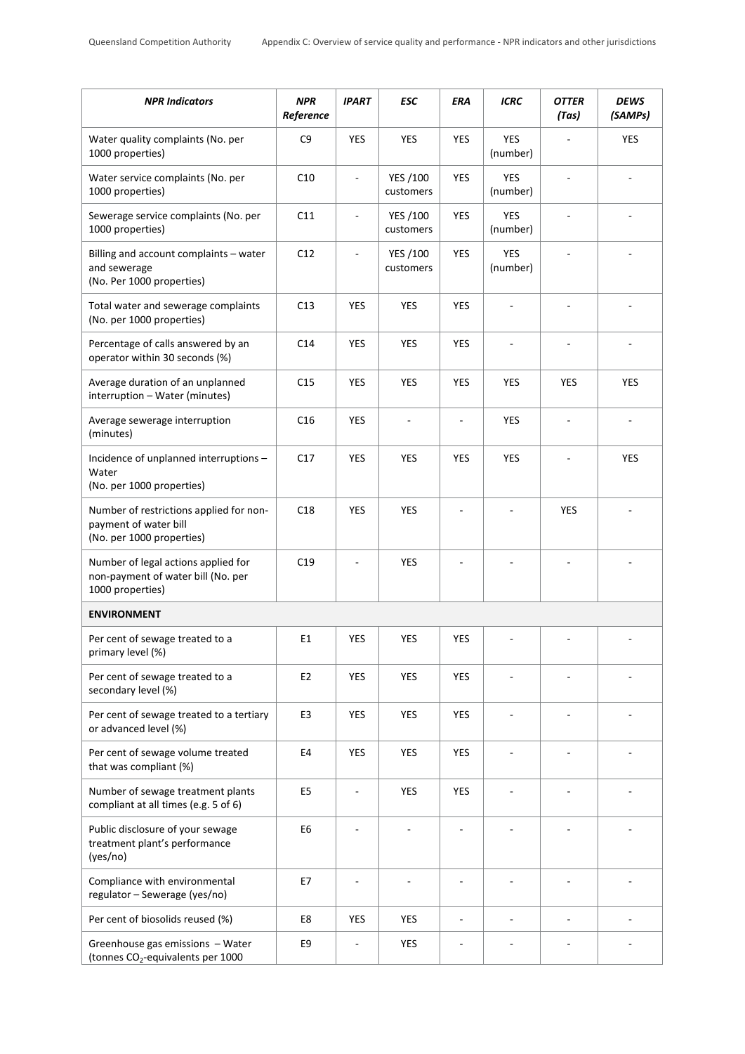| *NPR Indicators* | *NPR Reference* | *IPART* | *ESC* | *ERA* | *ICRC* | *OTTER (Tas)* | *DEWS (SAMPs)* |
|---|---|---|---|---|---|---|---|
| Water quality complaints (No. per 1000 properties) | C9 | YES | YES | YES | YES (number) | - | YES |
| Water service complaints (No. per 1000 properties) | C10 | - | YES /100 customers | YES | YES (number) | - | - |
| Sewerage service complaints (No. per 1000 properties) | C11 | - | YES /100 customers | YES | YES (number) | - | - |
| Billing and account complaints – water and sewerage (No. Per 1000 properties) | C12 | - | YES /100 customers | YES | YES (number) | - | - |
| Total water and sewerage complaints (No. per 1000 properties) | C13 | YES | YES | YES | - | - | - |
| Percentage of calls answered by an operator within 30 seconds (%) | C14 | YES | YES | YES | - | - | - |
| Average duration of an unplanned interruption – Water (minutes) | C15 | YES | YES | YES | YES | YES | YES |
| Average sewerage interruption (minutes) | C16 | YES | - | - | YES | - | - |
| Incidence of unplanned interruptions – Water (No. per 1000 properties) | C17 | YES | YES | YES | YES | - | YES |
| Number of restrictions applied for non-payment of water bill (No. per 1000 properties) | C18 | YES | YES | - | - | YES | - |
| Number of legal actions applied for non-payment of water bill (No. per 1000 properties) | C19 | - | YES | - | - | - | - |
| **ENVIRONMENT** | | | | | | | |
| Per cent of sewage treated to a primary level (%) | E1 | YES | YES | YES | - | - | - |
| Per cent of sewage treated to a secondary level (%) | E2 | YES | YES | YES | - | - | - |
| Per cent of sewage treated to a tertiary or advanced level (%) | E3 | YES | YES | YES | - | - | - |
| Per cent of sewage volume treated that was compliant (%) | E4 | YES | YES | YES | - | - | - |
| Number of sewage treatment plants compliant at all times (e.g. 5 of 6) | E5 | - | YES | YES | - | - | - |
| Public disclosure of your sewage treatment plant's performance (yes/no) | E6 | - | - | - | - | - | - |
| Compliance with environmental regulator – Sewerage (yes/no) | E7 | - | - | - | - | - | - |
| Per cent of biosolids reused (%) | E8 | YES | YES | - | - | - | - |
| Greenhouse gas emissions – Water (tonnes $CO_2$-equivalents per 1000 | E9 | - | YES | - | - | - | - |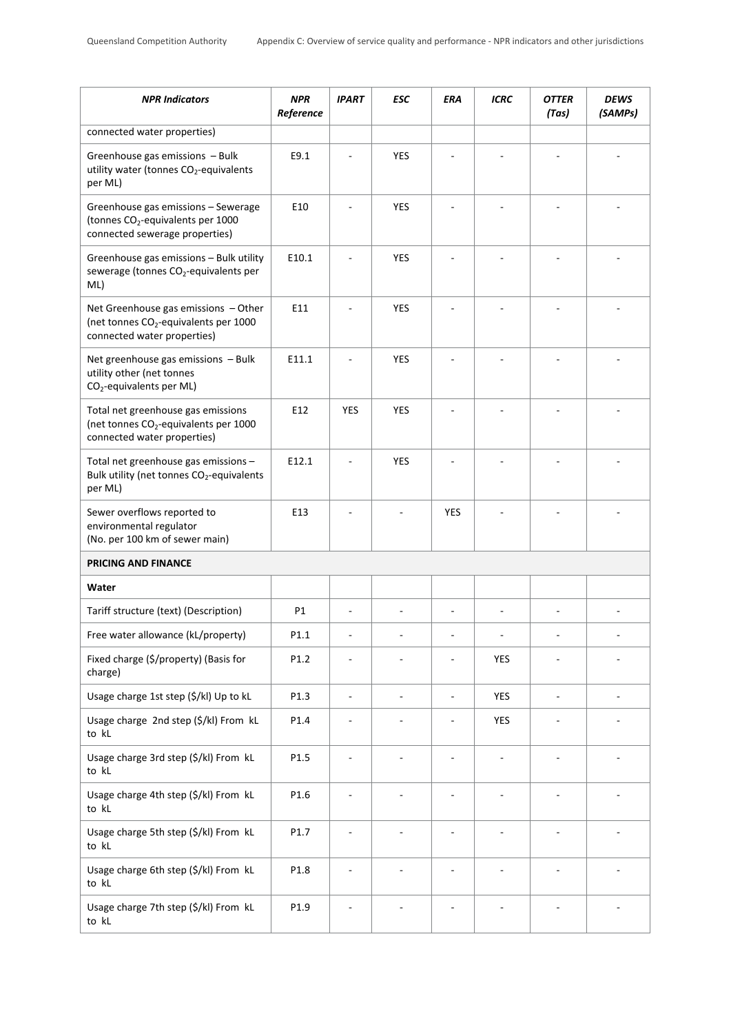| *NPR Indicators* | *NPR Reference* | *IPART* | *ESC* | *ERA* | *ICRC* | *OTTER (Tas)* | *DEWS (SAMPs)* |
|---|---|---|---|---|---|---|---|
| connected water properties) | | | | | | | |
| Greenhouse gas emissions – Bulk utility water (tonnes $CO_2$-equivalents per ML) | E9.1 | - | YES | - | - | - | - |
| Greenhouse gas emissions – Sewerage (tonnes $CO_2$-equivalents per 1000 connected sewerage properties) | E10 | - | YES | - | - | - | - |
| Greenhouse gas emissions – Bulk utility sewerage (tonnes $CO_2$-equivalents per ML) | E10.1 | - | YES | - | - | - | - |
| Net Greenhouse gas emissions – Other (net tonnes $CO_2$-equivalents per 1000 connected water properties) | E11 | - | YES | - | - | - | - |
| Net greenhouse gas emissions – Bulk utility other (net tonnes $CO_2$-equivalents per ML) | E11.1 | - | YES | - | - | - | - |
| Total net greenhouse gas emissions (net tonnes $CO_2$-equivalents per 1000 connected water properties) | E12 | YES | YES | - | - | - | - |
| Total net greenhouse gas emissions – Bulk utility (net tonnes $CO_2$-equivalents per ML) | E12.1 | - | YES | - | - | - | - |
| Sewer overflows reported to environmental regulator (No. per 100 km of sewer main) | E13 | - | - | YES | - | - | - |
| **PRICING AND FINANCE** | | | | | | | |
| **Water** | | | | | | | |
| Tariff structure (text) (Description) | P1 | - | - | - | - | - | - |
| Free water allowance (kL/property) | P1.1 | - | - | - | - | - | - |
| Fixed charge ($/property) (Basis for charge) | P1.2 | - | - | - | YES | - | - |
| Usage charge 1st step ($/kl) Up to kL | P1.3 | - | - | - | YES | - | - |
| Usage charge 2nd step ($/kl) From kL to kL | P1.4 | - | - | - | YES | - | - |
| Usage charge 3rd step ($/kl) From kL to kL | P1.5 | - | - | - | - | - | - |
| Usage charge 4th step ($/kl) From kL to kL | P1.6 | - | - | - | - | - | - |
| Usage charge 5th step ($/kl) From kL to kL | P1.7 | - | - | - | - | - | - |
| Usage charge 6th step ($/kl) From kL to kL | P1.8 | - | - | - | - | - | - |
| Usage charge 7th step ($/kl) From kL to kL | P1.9 | - | - | - | - | - | - |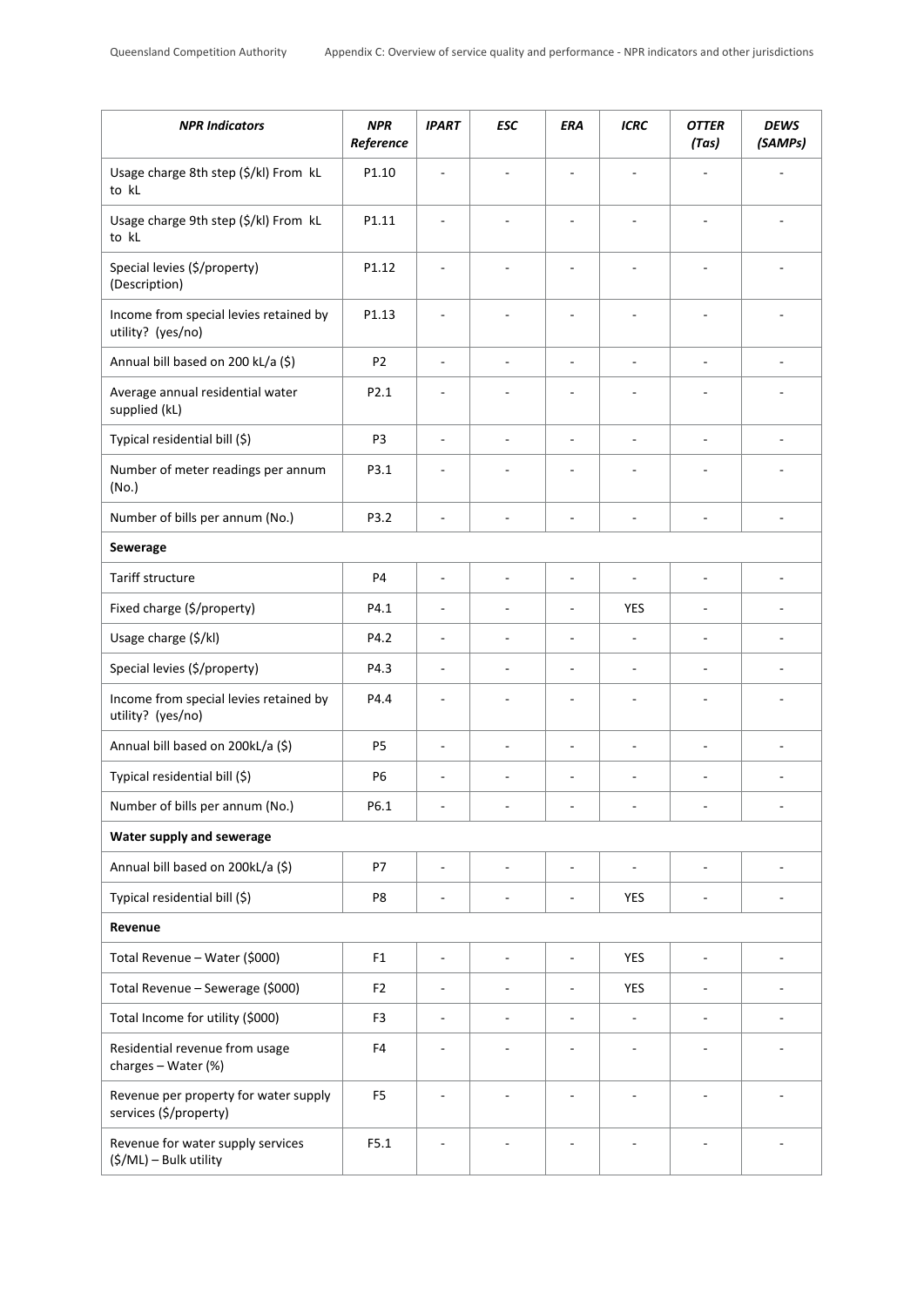| *NPR Indicators* | *NPR Reference* | *IPART* | *ESC* | *ERA* | *ICRC* | *OTTER (Tas)* | *DEWS (SAMPs)* |
|---|---|---|---|---|---|---|---|
| Usage charge 8th step ($/kl) From kL to kL | P1.10 | - | - | - | - | - | - |
| Usage charge 9th step ($/kl) From kL to kL | P1.11 | - | - | - | - | - | - |
| Special levies ($/property) (Description) | P1.12 | - | - | - | - | - | - |
| Income from special levies retained by utility? (yes/no) | P1.13 | - | - | - | - | - | - |
| Annual bill based on 200 kL/a ($) | P2 | - | - | - | - | - | - |
| Average annual residential water supplied (kL) | P2.1 | - | - | - | - | - | - |
| Typical residential bill ($) | P3 | - | - | - | - | - | - |
| Number of meter readings per annum (No.) | P3.1 | - | - | - | - | - | - |
| Number of bills per annum (No.) | P3.2 | - | - | - | - | - | - |
| **Sewerage** | | | | | | | |
| Tariff structure | P4 | - | - | - | - | - | - |
| Fixed charge ($/property) | P4.1 | - | - | - | YES | - | - |
| Usage charge ($/kl) | P4.2 | - | - | - | - | - | - |
| Special levies ($/property) | P4.3 | - | - | - | - | - | - |
| Income from special levies retained by utility? (yes/no) | P4.4 | - | - | - | - | - | - |
| Annual bill based on 200kL/a ($) | P5 | - | - | - | - | - | - |
| Typical residential bill ($) | P6 | - | - | - | - | - | - |
| Number of bills per annum (No.) | P6.1 | - | - | - | - | - | - |
| **Water supply and sewerage** | | | | | | | |
| Annual bill based on 200kL/a ($) | P7 | - | - | - | - | - | - |
| Typical residential bill ($) | P8 | - | - | - | YES | - | - |
| **Revenue** | | | | | | | |
| Total Revenue – Water ($000) | F1 | - | - | - | YES | - | - |
| Total Revenue – Sewerage ($000) | F2 | - | - | - | YES | - | - |
| Total Income for utility ($000) | F3 | - | - | - | - | - | - |
| Residential revenue from usage charges – Water (%) | F4 | - | - | - | - | - | - |
| Revenue per property for water supply services ($/property) | F5 | - | - | - | - | - | - |
| Revenue for water supply services ($/ML) – Bulk utility | F5.1 | - | - | - | - | - | - |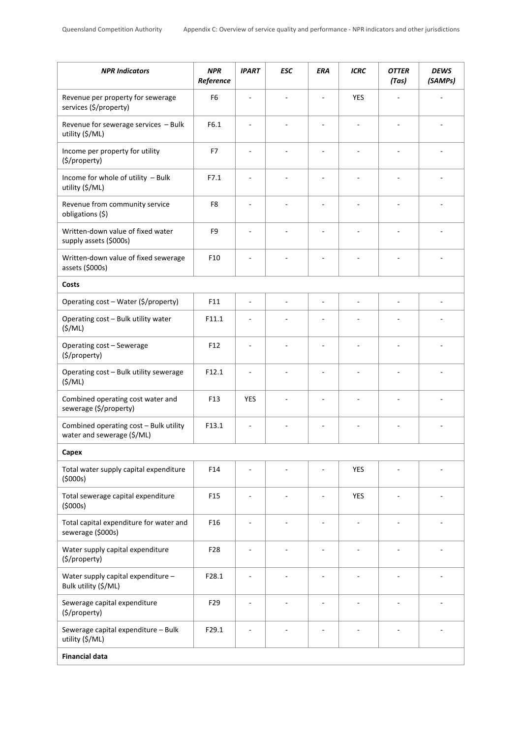| *NPR Indicators* | *NPR Reference* | *IPART* | *ESC* | *ERA* | *ICRC* | *OTTER (Tas)* | *DEWS (SAMPs)* |
|---|---|---|---|---|---|---|---|
| Revenue per property for sewerage services ($/property) | F6 | - | - | - | YES | - | - |
| Revenue for sewerage services – Bulk utility ($/ML) | F6.1 | - | - | - | - | - | - |
| Income per property for utility ($/property) | F7 | - | - | - | - | - | - |
| Income for whole of utility – Bulk utility ($/ML) | F7.1 | - | - | - | - | - | - |
| Revenue from community service obligations ($) | F8 | - | - | - | - | - | - |
| Written-down value of fixed water supply assets ($000s) | F9 | - | - | - | - | - | - |
| Written-down value of fixed sewerage assets ($000s) | F10 | - | - | - | - | - | - |
| **Costs** | | | | | | | |
| Operating cost – Water ($/property) | F11 | - | - | - | - | - | - |
| Operating cost – Bulk utility water ($/ML) | F11.1 | - | - | - | - | - | - |
| Operating cost – Sewerage ($/property) | F12 | - | - | - | - | - | - |
| Operating cost – Bulk utility sewerage ($/ML) | F12.1 | - | - | - | - | - | - |
| Combined operating cost water and sewerage ($/property) | F13 | YES | - | - | - | - | - |
| Combined operating cost – Bulk utility water and sewerage ($/ML) | F13.1 | - | - | - | - | - | - |
| **Capex** | | | | | | | |
| Total water supply capital expenditure ($000s) | F14 | - | - | - | YES | - | - |
| Total sewerage capital expenditure ($000s) | F15 | - | - | - | YES | - | - |
| Total capital expenditure for water and sewerage ($000s) | F16 | - | - | - | - | - | - |
| Water supply capital expenditure ($/property) | F28 | - | - | - | - | - | - |
| Water supply capital expenditure – Bulk utility ($/ML) | F28.1 | - | - | - | - | - | - |
| Sewerage capital expenditure ($/property) | F29 | - | - | - | - | - | - |
| Sewerage capital expenditure – Bulk utility ($/ML) | F29.1 | - | - | - | - | - | - |
| **Financial data** | | | | | | | |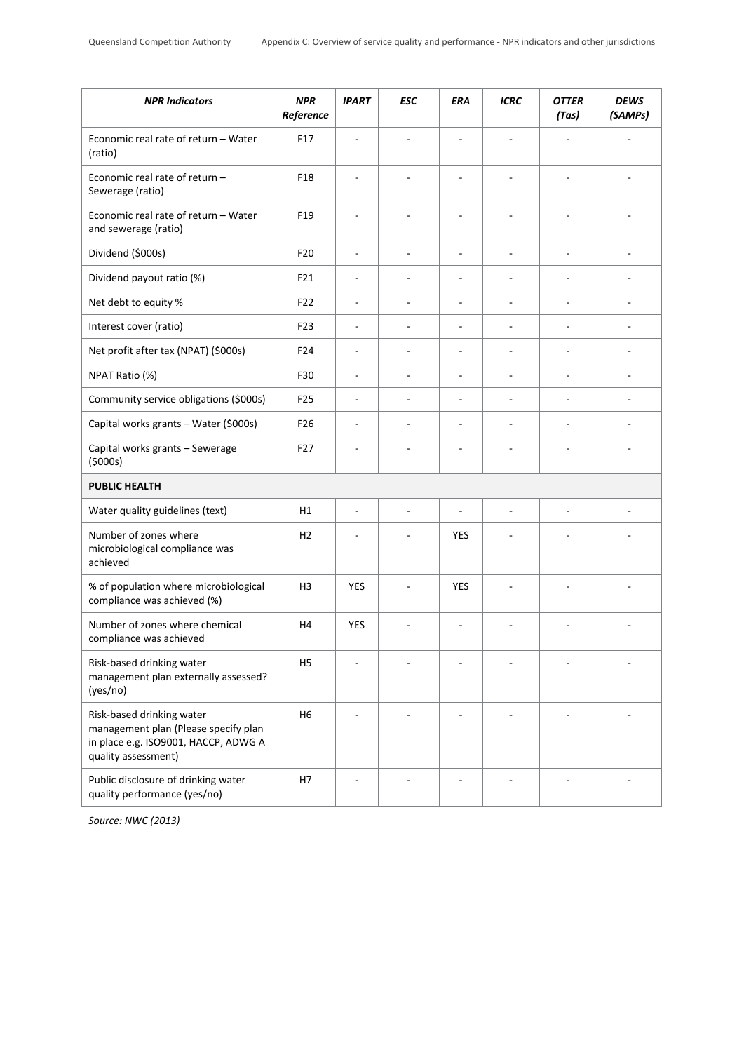| *NPR Indicators* | *NPR Reference* | *IPART* | *ESC* | *ERA* | *ICRC* | *OTTER (Tas)* | *DEWS (SAMPs)* |
|---|---|---|---|---|---|---|---|
| Economic real rate of return – Water (ratio) | F17 | - | - | - | - | - | - |
| Economic real rate of return – Sewerage (ratio) | F18 | - | - | - | - | - | - |
| Economic real rate of return – Water and sewerage (ratio) | F19 | - | - | - | - | - | - |
| Dividend ($000s) | F20 | - | - | - | - | - | - |
| Dividend payout ratio (%) | F21 | - | - | - | - | - | - |
| Net debt to equity % | F22 | - | - | - | - | - | - |
| Interest cover (ratio) | F23 | - | - | - | - | - | - |
| Net profit after tax (NPAT) ($000s) | F24 | - | - | - | - | - | - |
| NPAT Ratio (%) | F30 | - | - | - | - | - | - |
| Community service obligations ($000s) | F25 | - | - | - | - | - | - |
| Capital works grants – Water ($000s) | F26 | - | - | - | - | - | - |
| Capital works grants – Sewerage ($000s) | F27 | - | - | - | - | - | - |
| **PUBLIC HEALTH** | | | | | | | |
| Water quality guidelines (text) | H1 | - | - | - | - | - | - |
| Number of zones where microbiological compliance was achieved | H2 | - | - | YES | - | - | - |
| % of population where microbiological compliance was achieved (%) | H3 | YES | - | YES | - | - | - |
| Number of zones where chemical compliance was achieved | H4 | YES | - | - | - | - | - |
| Risk-based drinking water management plan externally assessed? (yes/no) | H5 | - | - | - | - | - | - |
| Risk-based drinking water management plan (Please specify plan in place e.g. ISO9001, HACCP, ADWG A quality assessment) | H6 | - | - | - | - | - | - |
| Public disclosure of drinking water quality performance (yes/no) | H7 | - | - | - | - | - | - |

*Source: NWC (2013)*